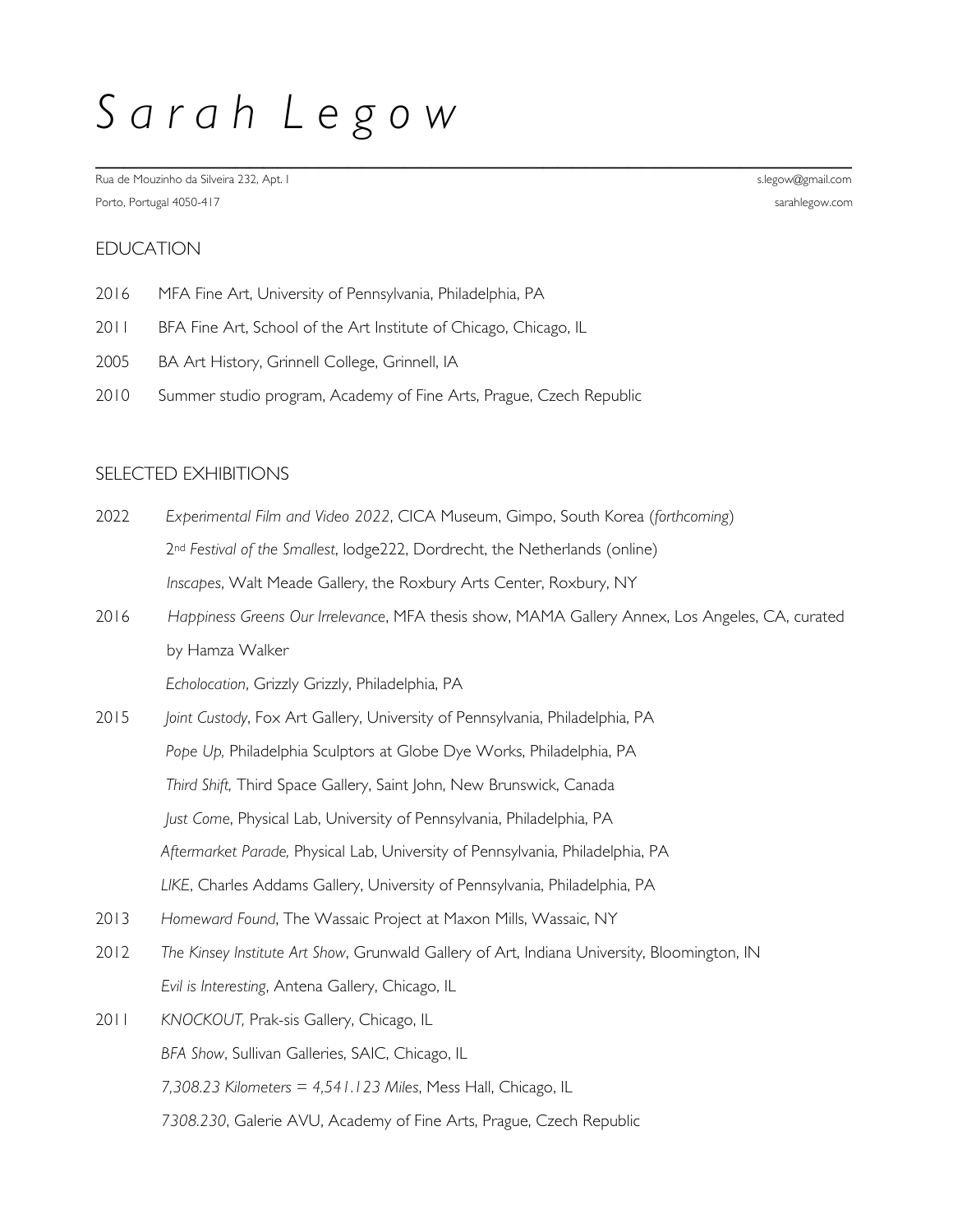# S a r a h L e g o w

Rua de Mouzinho da Silveira 232, Apt. 1
Porto, Portugal 4050-417

s.legow@gmail.com
sarahlegow.com

## EDUCATION

2016 MFA Fine Art, University of Pennsylvania, Philadelphia, PA

2011 BFA Fine Art, School of the Art Institute of Chicago, Chicago, IL

2005 BA Art History, Grinnell College, Grinnell, IA

2010 Summer studio program, Academy of Fine Arts, Prague, Czech Republic

## SELECTED EXHIBITIONS

2022 *Experimental Film and Video 2022*, CICA Museum, Gimpo, South Korea (*forthcoming*)
2nd *Festival of the Smallest*, lodge222, Dordrecht, the Netherlands (online)
*Inscapes*, Walt Meade Gallery, the Roxbury Arts Center, Roxbury, NY

2016 *Happiness Greens Our Irrelevance*, MFA thesis show, MAMA Gallery Annex, Los Angeles, CA, curated by Hamza Walker
*Echolocation*, Grizzly Grizzly, Philadelphia, PA

2015 *Joint Custody*, Fox Art Gallery, University of Pennsylvania, Philadelphia, PA
*Pope Up,* Philadelphia Sculptors at Globe Dye Works, Philadelphia, PA
*Third Shift,* Third Space Gallery, Saint John, New Brunswick, Canada
*Just Come*, Physical Lab, University of Pennsylvania, Philadelphia, PA
*Aftermarket Parade,* Physical Lab, University of Pennsylvania, Philadelphia, PA
*LIKE*, Charles Addams Gallery, University of Pennsylvania, Philadelphia, PA

2013 *Homeward Found*, The Wassaic Project at Maxon Mills, Wassaic, NY

2012 *The Kinsey Institute Art Show*, Grunwald Gallery of Art, Indiana University, Bloomington, IN
*Evil is Interesting*, Antena Gallery, Chicago, IL

2011 *KNOCKOUT,* Prak-sis Gallery, Chicago, IL
*BFA Show*, Sullivan Galleries, SAIC, Chicago, IL
*7,308.23 Kilometers = 4,541.123 Miles*, Mess Hall, Chicago, IL
*7308.230*, Galerie AVU, Academy of Fine Arts, Prague, Czech Republic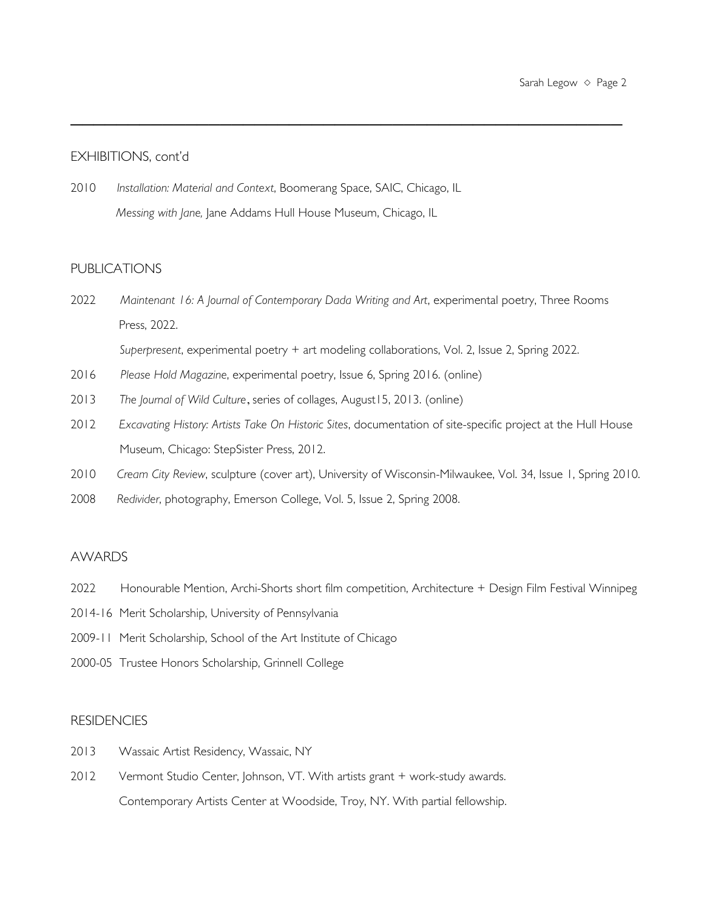## EXHIBITIONS, cont'd

2010 *Installation: Material and Context*, Boomerang Space, SAIC, Chicago, IL
*Messing with Jane,* Jane Addams Hull House Museum, Chicago, IL

## PUBLICATIONS

2022 *Maintenant 16: A Journal of Contemporary Dada Writing and Art*, experimental poetry, Three Rooms Press, 2022.
*Superpresent*, experimental poetry + art modeling collaborations, Vol. 2, Issue 2, Spring 2022.

2016 *Please Hold Magazine*, experimental poetry, Issue 6, Spring 2016. (online)

2013 *The Journal of Wild Culture*, series of collages, August15, 2013. (online)

2012 *Excavating History: Artists Take On Historic Sites*, documentation of site-specific project at the Hull House Museum, Chicago: StepSister Press, 2012.

2010 *Cream City Review*, sculpture (cover art), University of Wisconsin-Milwaukee, Vol. 34, Issue 1, Spring 2010.

2008 *Redivider*, photography, Emerson College, Vol. 5, Issue 2, Spring 2008.

## AWARDS

2022 Honourable Mention, Archi-Shorts short film competition, Architecture + Design Film Festival Winnipeg

2014-16 Merit Scholarship, University of Pennsylvania

2009-11 Merit Scholarship, School of the Art Institute of Chicago

2000-05 Trustee Honors Scholarship, Grinnell College

## RESIDENCIES

2013 Wassaic Artist Residency, Wassaic, NY

2012 Vermont Studio Center, Johnson, VT. With artists grant + work-study awards.
Contemporary Artists Center at Woodside, Troy, NY. With partial fellowship.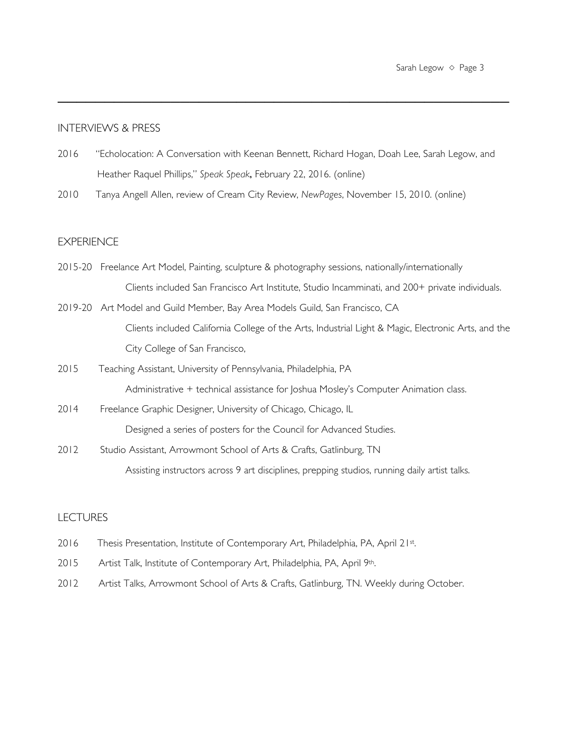## INTERVIEWS & PRESS

2016 "Echolocation: A Conversation with Keenan Bennett, Richard Hogan, Doah Lee, Sarah Legow, and Heather Raquel Phillips," *Speak Speak*, February 22, 2016. (online)

2010 Tanya Angell Allen, review of Cream City Review, *NewPages*, November 15, 2010. (online)

## EXPERIENCE

2015-20 Freelance Art Model, Painting, sculpture & photography sessions, nationally/internationally
Clients included San Francisco Art Institute, Studio Incamminati, and 200+ private individuals.

2019-20 Art Model and Guild Member, Bay Area Models Guild, San Francisco, CA
Clients included California College of the Arts, Industrial Light & Magic, Electronic Arts, and the City College of San Francisco,

2015 Teaching Assistant, University of Pennsylvania, Philadelphia, PA
Administrative + technical assistance for Joshua Mosley's Computer Animation class.

2014 Freelance Graphic Designer, University of Chicago, Chicago, IL
Designed a series of posters for the Council for Advanced Studies.

2012 Studio Assistant, Arrowmont School of Arts & Crafts, Gatlinburg, TN
Assisting instructors across 9 art disciplines, prepping studios, running daily artist talks.

## LECTURES

2016 Thesis Presentation, Institute of Contemporary Art, Philadelphia, PA, April 21st.

2015 Artist Talk, Institute of Contemporary Art, Philadelphia, PA, April 9th.

2012 Artist Talks, Arrowmont School of Arts & Crafts, Gatlinburg, TN. Weekly during October.